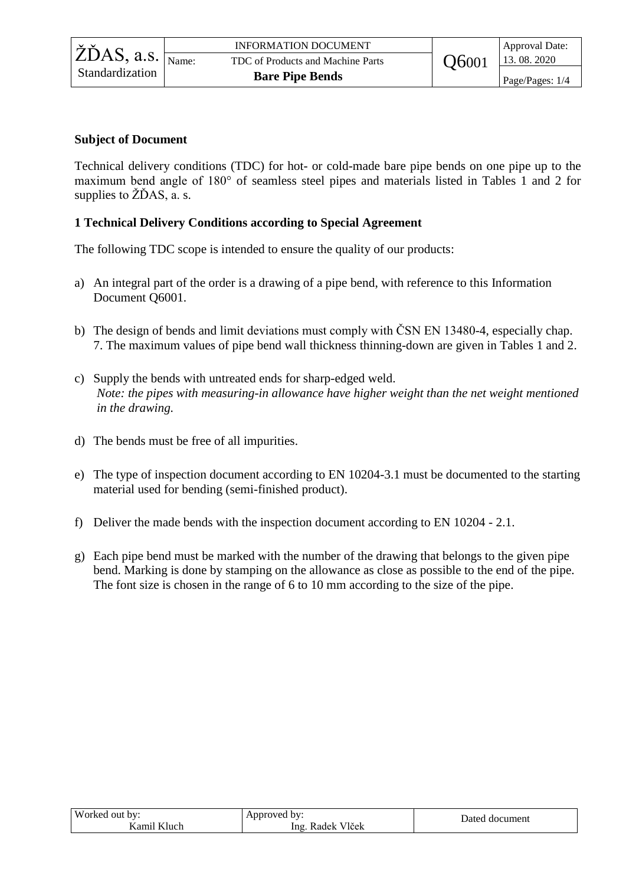**Subject of Document**

Technical delivery conditions (TDC) for hot- or cold-made bare pipe bends on one pipe up to the maximum bend angle of 180° of seamless steel pipes and materials listed in Tables 1 and 2 for supplies to ŽĎAS, a. s.

**1 Technical Delivery Conditions according to Special Agreement**

The following TDC scope is intended to ensure the quality of our products:

a) An integral part of the order is a drawing of a pipe bend, with reference to this Information Document Q6001.

b) The design of bends and limit deviations must comply with ČSN EN 13480-4, especially chap. 7. The maximum values of pipe bend wall thickness thinning-down are given in Tables 1 and 2.

c) Supply the bends with untreated ends for sharp-edged weld.
*Note: the pipes with measuring-in allowance have higher weight than the net weight mentioned in the drawing.*

d) The bends must be free of all impurities.

e) The type of inspection document according to EN 10204-3.1 must be documented to the starting material used for bending (semi-finished product).

f) Deliver the made bends with the inspection document according to EN 10204 - 2.1.

g) Each pipe bend must be marked with the number of the drawing that belongs to the given pipe bend. Marking is done by stamping on the allowance as close as possible to the end of the pipe. The font size is chosen in the range of 6 to 10 mm according to the size of the pipe.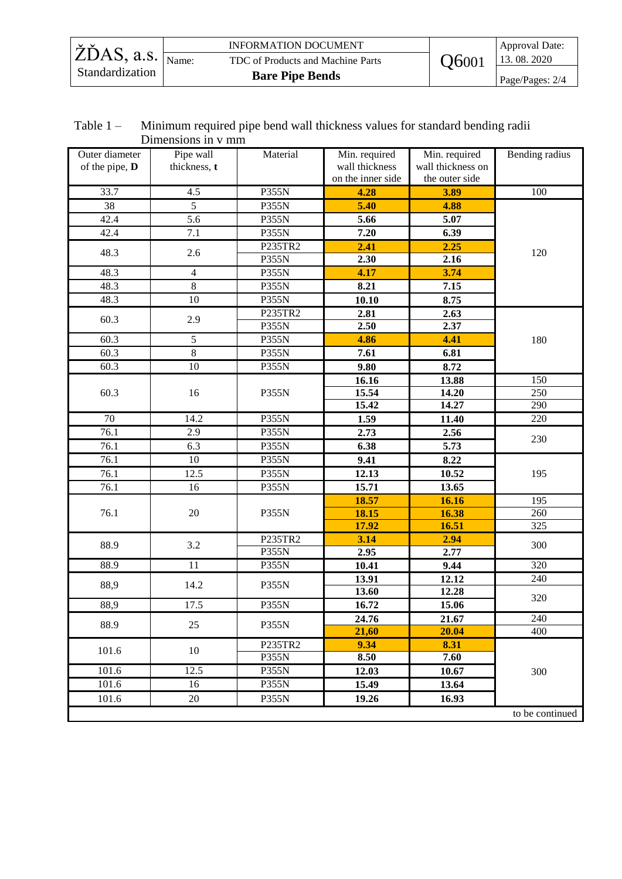Table 1 – Minimum required pipe bend wall thickness values for standard bending radii
Dimensions in v mm

| Outer diameter of the pipe, **D** | Pipe wall thickness, **t** | Material | Min. required wall thickness on the inner side | Min. required wall thickness on the outer side | Bending radius |
|---|---|---|---|---|---|
| 33.7 | 4.5 | P355N | **4.28** | **3.89** | 100 |
| 38 | 5 | P355N | **5.40** | **4.88** | 120 |
| 42.4 | 5.6 | P355N | **5.66** | **5.07** | |
| 42.4 | 7.1 | P355N | **7.20** | **6.39** | |
| 48.3 | 2.6 | P235TR2 | **2.41** | **2.25** | |
| | | P355N | **2.30** | **2.16** | |
| 48.3 | 4 | P355N | **4.17** | **3.74** | |
| 48.3 | 8 | P355N | **8.21** | **7.15** | |
| 48.3 | 10 | P355N | **10.10** | **8.75** | |
| 60.3 | 2.9 | P235TR2 | **2.81** | **2.63** | 180 |
| | | P355N | **2.50** | **2.37** | |
| 60.3 | 5 | P355N | **4.86** | **4.41** | |
| 60.3 | 8 | P355N | **7.61** | **6.81** | |
| 60.3 | 10 | P355N | **9.80** | **8.72** | |
| 60.3 | 16 | P355N | **16.16** | **13.88** | 150 |
| | | | **15.54** | **14.20** | 250 |
| | | | **15.42** | **14.27** | 290 |
| 70 | 14.2 | P355N | **1.59** | **11.40** | 220 |
| 76.1 | 2.9 | P355N | **2.73** | **2.56** | 230 |
| 76.1 | 6.3 | P355N | **6.38** | **5.73** | |
| 76.1 | 10 | P355N | **9.41** | **8.22** | 195 |
| 76.1 | 12.5 | P355N | **12.13** | **10.52** | |
| 76.1 | 16 | P355N | **15.71** | **13.65** | |
| 76.1 | 20 | P355N | **18.57** | **16.16** | 195 |
| | | | **18.15** | **16.38** | 260 |
| | | | **17.92** | **16.51** | 325 |
| 88.9 | 3.2 | P235TR2 | **3.14** | **2.94** | 300 |
| | | P355N | **2.95** | **2.77** | |
| 88.9 | 11 | P355N | **10.41** | **9.44** | 320 |
| 88,9 | 14.2 | P355N | **13.91** | **12.12** | 240 |
| | | | **13.60** | **12.28** | 320 |
| 88,9 | 17.5 | P355N | **16.72** | **15.06** | |
| 88.9 | 25 | P355N | **24.76** | **21.67** | 240 |
| | | | **21,60** | **20.04** | 400 |
| 101.6 | 10 | P235TR2 | **9.34** | **8.31** | 300 |
| | | P355N | **8.50** | **7.60** | |
| 101.6 | 12.5 | P355N | **12.03** | **10.67** | |
| 101.6 | 16 | P355N | **15.49** | **13.64** | |
| 101.6 | 20 | P355N | **19.26** | **16.93** | |

to be continued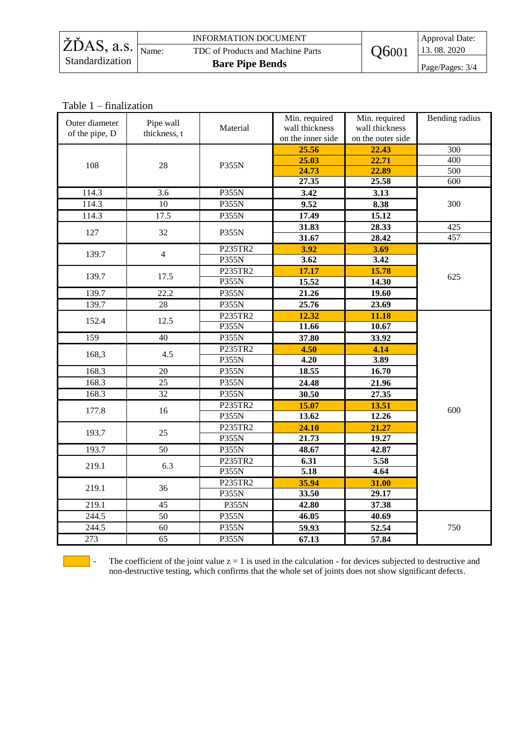Table 1 – finalization

| Outer diameter of the pipe, D | Pipe wall thickness, t | Material | Min. required wall thickness on the inner side | Min. required wall thickness on the outer side | Bending radius |
|---|---|---|---|---|---|
| 108 | 28 | P355N | **25.56** | **22.43** | 300 |
| | | | **25.03** | **22.71** | 400 |
| | | | **24.73** | **22.89** | 500 |
| | | | **27.35** | **25.58** | 600 |
| 114.3 | 3.6 | P355N | **3.42** | **3.13** | 300 |
| 114.3 | 10 | P355N | **9.52** | **8.38** | |
| 114.3 | 17.5 | P355N | **17.49** | **15.12** | |
| 127 | 32 | P355N | **31.83** | **28.33** | 425 |
| | | | **31.67** | **28.42** | 457 |
| 139.7 | 4 | P235TR2 | **3.92** | **3.69** | 625 |
| | | P355N | **3.62** | **3.42** | |
| 139.7 | 17.5 | P235TR2 | **17.17** | **15.78** | |
| | | P355N | **15.52** | **14.30** | |
| 139.7 | 22.2 | P355N | **21.26** | **19.60** | |
| 139.7 | 28 | P355N | **25.76** | **23.69** | |
| 152.4 | 12.5 | P235TR2 | **12.32** | **11.18** | 600 |
| | | P355N | **11.66** | **10.67** | |
| 159 | 40 | P355N | **37.80** | **33.92** | |
| 168,3 | 4.5 | P235TR2 | **4.50** | **4.14** | |
| | | P355N | **4.20** | **3.89** | |
| 168.3 | 20 | P355N | **18.55** | **16.70** | |
| 168.3 | 25 | P355N | **24.48** | **21.96** | |
| 168.3 | 32 | P355N | **30.50** | **27.35** | |
| 177.8 | 16 | P235TR2 | **15.07** | **13.51** | |
| | | P355N | **13.62** | **12.26** | |
| 193.7 | 25 | P235TR2 | **24.10** | **21.27** | |
| | | P355N | **21.73** | **19.27** | |
| 193.7 | 50 | P355N | **48.67** | **42.87** | |
| 219.1 | 6.3 | P235TR2 | **6.31** | **5.58** | |
| | | P355N | **5.18** | **4.64** | |
| 219.1 | 36 | P235TR2 | **35.94** | **31.00** | |
| | | P355N | **33.50** | **29.17** | |
| 219.1 | 45 | P355N | **42.80** | **37.38** | |
| 244.5 | 50 | P355N | **46.05** | **40.69** | 750 |
| 244.5 | 60 | P355N | **59.93** | **52.54** | |
| 273 | 65 | P355N | **67.13** | **57.84** | |

(highlighted) - The coefficient of the joint value z = 1 is used in the calculation - for devices subjected to destructive and non-destructive testing, which confirms that the whole set of joints does not show significant defects.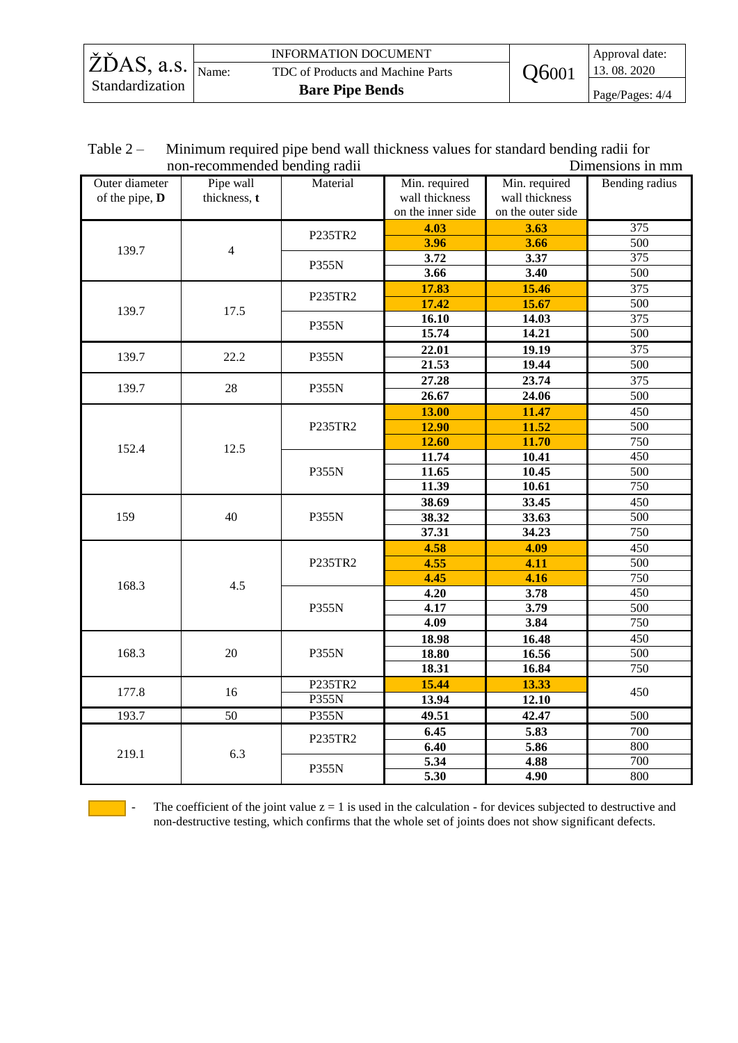Table 2 – Minimum required pipe bend wall thickness values for standard bending radii for non-recommended bending radii

Dimensions in mm

| Outer diameter of the pipe, **D** | Pipe wall thickness, **t** | Material | Min. required wall thickness on the inner side | Min. required wall thickness on the outer side | Bending radius |
|---|---|---|---|---|---|
| 139.7 | 4 | P235TR2 | **4.03** | **3.63** | 375 |
| | | | **3.96** | **3.66** | 500 |
| | | P355N | **3.72** | **3.37** | 375 |
| | | | **3.66** | **3.40** | 500 |
| 139.7 | 17.5 | P235TR2 | **17.83** | **15.46** | 375 |
| | | | **17.42** | **15.67** | 500 |
| | | P355N | **16.10** | **14.03** | 375 |
| | | | **15.74** | **14.21** | 500 |
| 139.7 | 22.2 | P355N | **22.01** | **19.19** | 375 |
| | | | **21.53** | **19.44** | 500 |
| 139.7 | 28 | P355N | **27.28** | **23.74** | 375 |
| | | | **26.67** | **24.06** | 500 |
| 152.4 | 12.5 | P235TR2 | **13.00** | **11.47** | 450 |
| | | | **12.90** | **11.52** | 500 |
| | | | **12.60** | **11.70** | 750 |
| | | P355N | **11.74** | **10.41** | 450 |
| | | | **11.65** | **10.45** | 500 |
| | | | **11.39** | **10.61** | 750 |
| 159 | 40 | P355N | **38.69** | **33.45** | 450 |
| | | | **38.32** | **33.63** | 500 |
| | | | **37.31** | **34.23** | 750 |
| 168.3 | 4.5 | P235TR2 | **4.58** | **4.09** | 450 |
| | | | **4.55** | **4.11** | 500 |
| | | | **4.45** | **4.16** | 750 |
| | | P355N | **4.20** | **3.78** | 450 |
| | | | **4.17** | **3.79** | 500 |
| | | | **4.09** | **3.84** | 750 |
| 168.3 | 20 | P355N | **18.98** | **16.48** | 450 |
| | | | **18.80** | **16.56** | 500 |
| | | | **18.31** | **16.84** | 750 |
| 177.8 | 16 | P235TR2 | **15.44** | **13.33** | 450 |
| | | P355N | **13.94** | **12.10** | |
| 193.7 | 50 | P355N | **49.51** | **42.47** | 500 |
| 219.1 | 6.3 | P235TR2 | **6.45** | **5.83** | 700 |
| | | | **6.40** | **5.86** | 800 |
| | | P355N | **5.34** | **4.88** | 700 |
| | | | **5.30** | **4.90** | 800 |

(highlighted) - The coefficient of the joint value z = 1 is used in the calculation - for devices subjected to destructive and non-destructive testing, which confirms that the whole set of joints does not show significant defects.